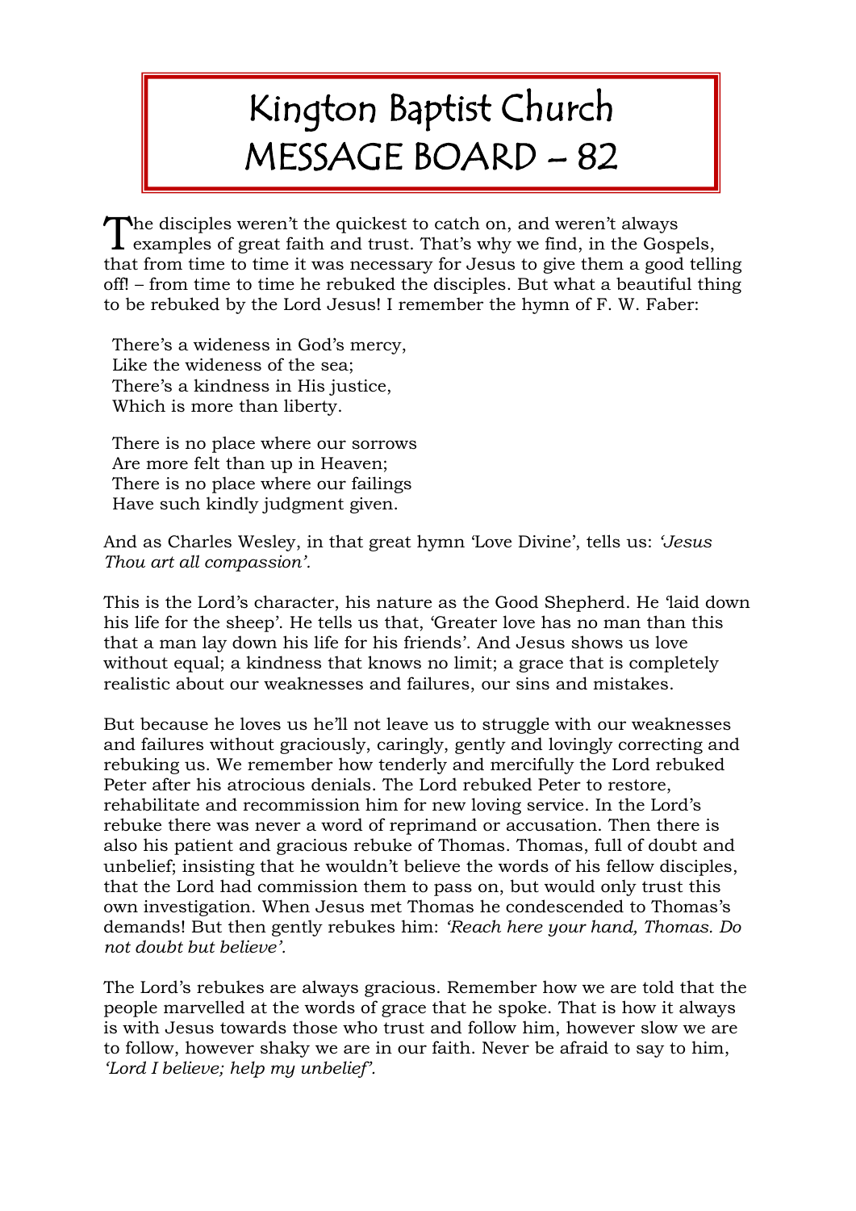# Kington Baptist Church
# MESSAGE BOARD – 82

The disciples weren't the quickest to catch on, and weren't always examples of great faith and trust. That's why we find, in the Gospels, that from time to time it was necessary for Jesus to give them a good telling off! – from time to time he rebuked the disciples. But what a beautiful thing to be rebuked by the Lord Jesus! I remember the hymn of F. W. Faber:

There's a wideness in God's mercy,  
Like the wideness of the sea;  
There's a kindness in His justice,  
Which is more than liberty.

There is no place where our sorrows  
Are more felt than up in Heaven;  
There is no place where our failings  
Have such kindly judgment given.

And as Charles Wesley, in that great hymn 'Love Divine', tells us: *'Jesus Thou art all compassion'.*

This is the Lord's character, his nature as the Good Shepherd. He 'laid down his life for the sheep'. He tells us that, 'Greater love has no man than this that a man lay down his life for his friends'. And Jesus shows us love without equal; a kindness that knows no limit; a grace that is completely realistic about our weaknesses and failures, our sins and mistakes.

But because he loves us he'll not leave us to struggle with our weaknesses and failures without graciously, caringly, gently and lovingly correcting and rebuking us. We remember how tenderly and mercifully the Lord rebuked Peter after his atrocious denials. The Lord rebuked Peter to restore, rehabilitate and recommission him for new loving service. In the Lord's rebuke there was never a word of reprimand or accusation. Then there is also his patient and gracious rebuke of Thomas. Thomas, full of doubt and unbelief; insisting that he wouldn't believe the words of his fellow disciples, that the Lord had commission them to pass on, but would only trust this own investigation. When Jesus met Thomas he condescended to Thomas's demands! But then gently rebukes him: *'Reach here your hand, Thomas. Do not doubt but believe'.*

The Lord's rebukes are always gracious. Remember how we are told that the people marvelled at the words of grace that he spoke. That is how it always is with Jesus towards those who trust and follow him, however slow we are to follow, however shaky we are in our faith. Never be afraid to say to him, *'Lord I believe; help my unbelief'.*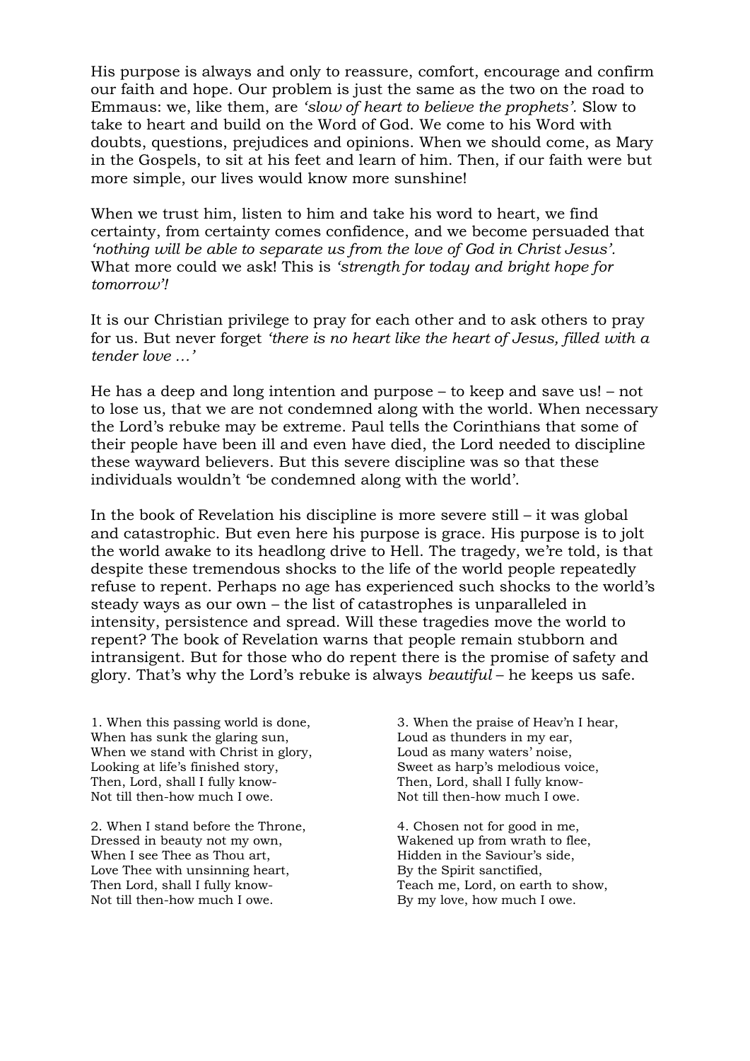His purpose is always and only to reassure, comfort, encourage and confirm our faith and hope. Our problem is just the same as the two on the road to Emmaus: we, like them, are *'slow of heart to believe the prophets'*. Slow to take to heart and build on the Word of God. We come to his Word with doubts, questions, prejudices and opinions. When we should come, as Mary in the Gospels, to sit at his feet and learn of him. Then, if our faith were but more simple, our lives would know more sunshine!

When we trust him, listen to him and take his word to heart, we find certainty, from certainty comes confidence, and we become persuaded that *'nothing will be able to separate us from the love of God in Christ Jesus'*. What more could we ask! This is *'strength for today and bright hope for tomorrow'!*

It is our Christian privilege to pray for each other and to ask others to pray for us. But never forget *'there is no heart like the heart of Jesus, filled with a tender love …'*

He has a deep and long intention and purpose – to keep and save us! – not to lose us, that we are not condemned along with the world. When necessary the Lord's rebuke may be extreme. Paul tells the Corinthians that some of their people have been ill and even have died, the Lord needed to discipline these wayward believers. But this severe discipline was so that these individuals wouldn't 'be condemned along with the world'.

In the book of Revelation his discipline is more severe still – it was global and catastrophic. But even here his purpose is grace. His purpose is to jolt the world awake to its headlong drive to Hell. The tragedy, we're told, is that despite these tremendous shocks to the life of the world people repeatedly refuse to repent. Perhaps no age has experienced such shocks to the world's steady ways as our own – the list of catastrophes is unparalleled in intensity, persistence and spread. Will these tragedies move the world to repent? The book of Revelation warns that people remain stubborn and intransigent. But for those who do repent there is the promise of safety and glory. That's why the Lord's rebuke is always *beautiful* – he keeps us safe.

1. When this passing world is done,
When has sunk the glaring sun,
When we stand with Christ in glory,
Looking at life's finished story,
Then, Lord, shall I fully know-
Not till then-how much I owe.

2. When I stand before the Throne,
Dressed in beauty not my own,
When I see Thee as Thou art,
Love Thee with unsinning heart,
Then Lord, shall I fully know-
Not till then-how much I owe.

3. When the praise of Heav'n I hear,
Loud as thunders in my ear,
Loud as many waters' noise,
Sweet as harp's melodious voice,
Then, Lord, shall I fully know-
Not till then-how much I owe.

4. Chosen not for good in me,
Wakened up from wrath to flee,
Hidden in the Saviour's side,
By the Spirit sanctified,
Teach me, Lord, on earth to show,
By my love, how much I owe.